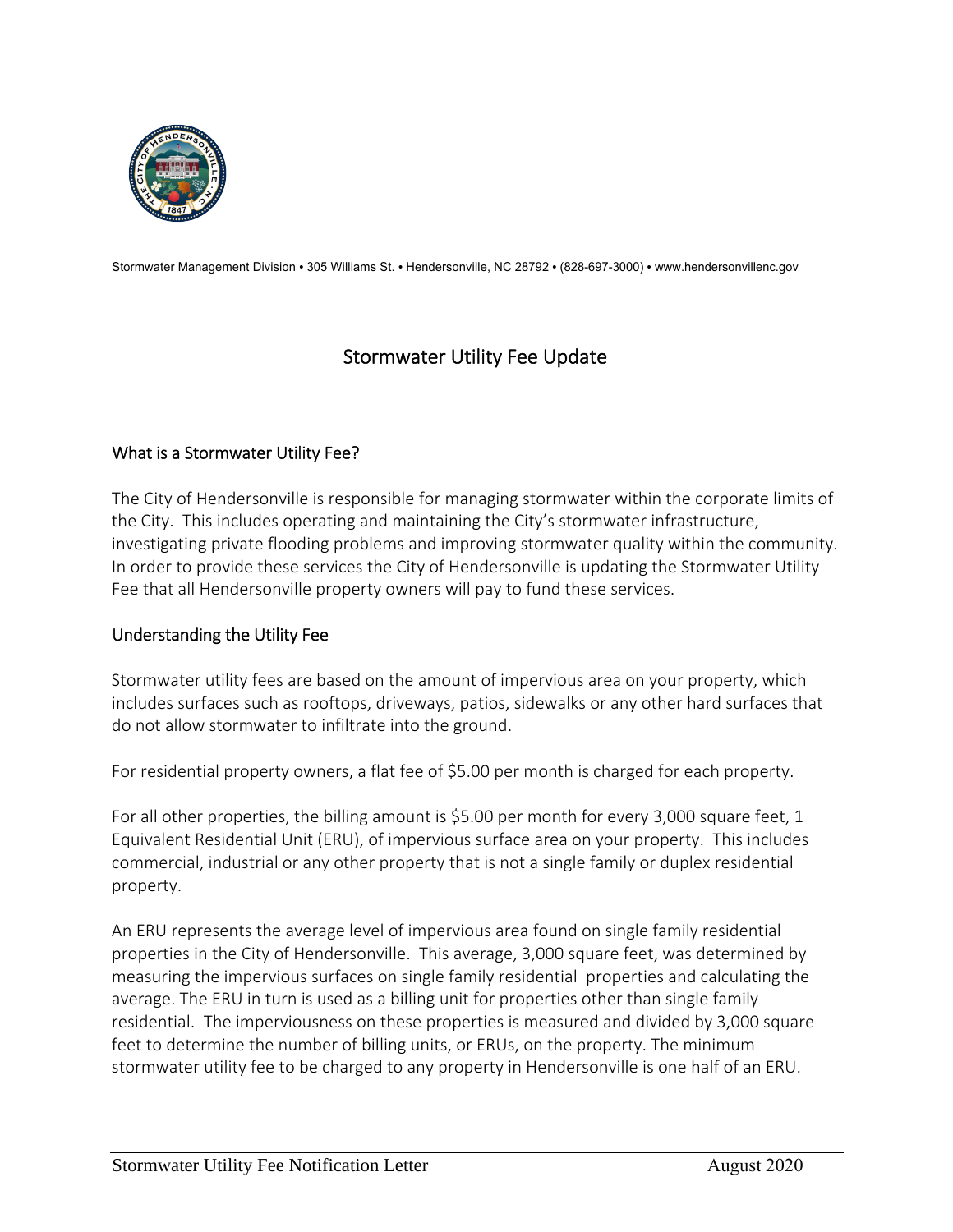Stormwater Management Division • 305 Williams St. • Hendersonville, NC 28792 • (828-697-3000) • www.hendersonvillenc.gov

# Stormwater Utility Fee Update

## What is a Stormwater Utility Fee?

The City of Hendersonville is responsible for managing stormwater within the corporate limits of the City. This includes operating and maintaining the City's stormwater infrastructure, investigating private flooding problems and improving stormwater quality within the community. In order to provide these services the City of Hendersonville is updating the Stormwater Utility Fee that all Hendersonville property owners will pay to fund these services.

## Understanding the Utility Fee

Stormwater utility fees are based on the amount of impervious area on your property, which includes surfaces such as rooftops, driveways, patios, sidewalks or any other hard surfaces that do not allow stormwater to infiltrate into the ground.

For residential property owners, a flat fee of $5.00 per month is charged for each property.

For all other properties, the billing amount is $5.00 per month for every 3,000 square feet, 1 Equivalent Residential Unit (ERU), of impervious surface area on your property. This includes commercial, industrial or any other property that is not a single family or duplex residential property.

An ERU represents the average level of impervious area found on single family residential properties in the City of Hendersonville. This average, 3,000 square feet, was determined by measuring the impervious surfaces on single family residential properties and calculating the average. The ERU in turn is used as a billing unit for properties other than single family residential. The imperviousness on these properties is measured and divided by 3,000 square feet to determine the number of billing units, or ERUs, on the property. The minimum stormwater utility fee to be charged to any property in Hendersonville is one half of an ERU.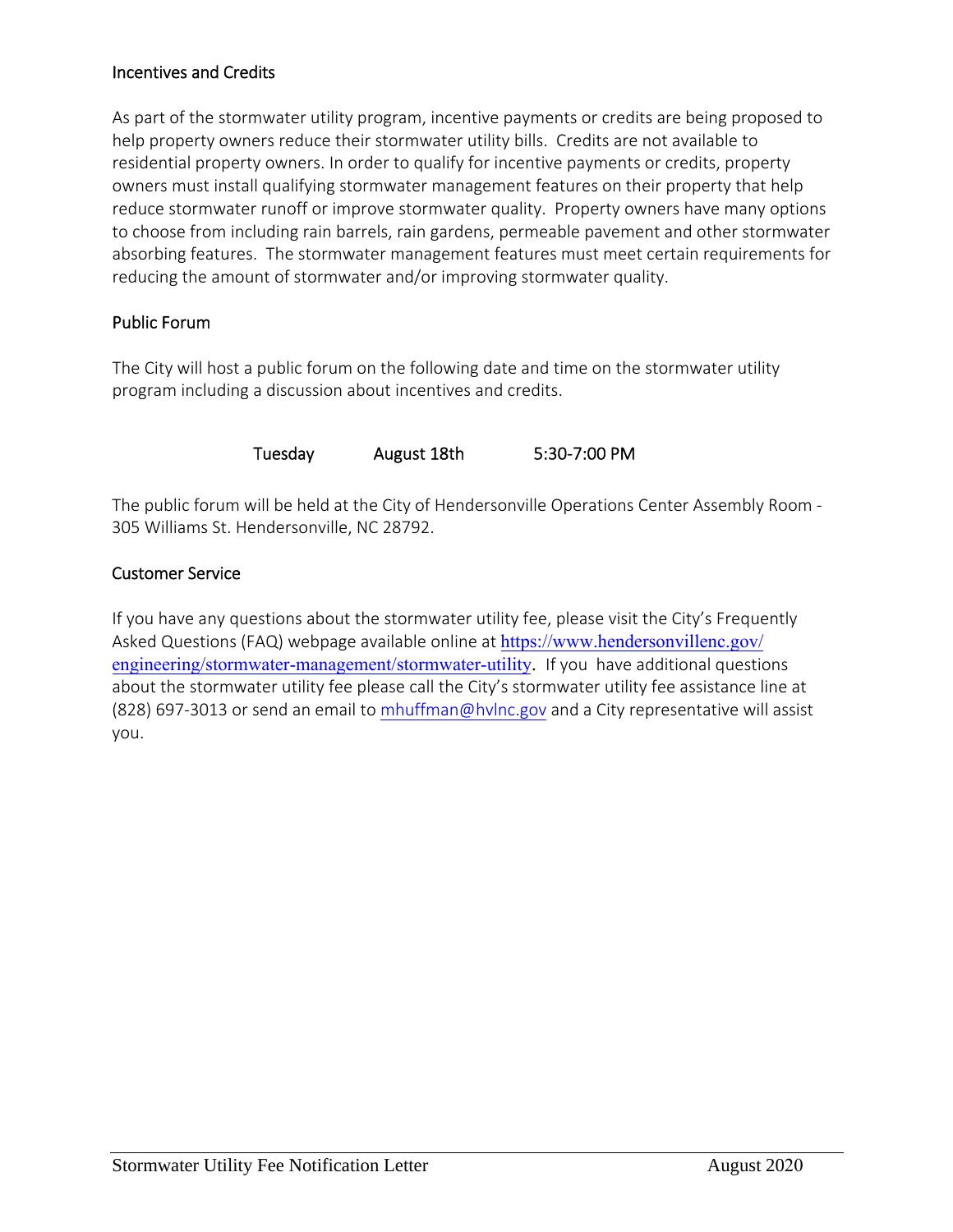## Incentives and Credits

As part of the stormwater utility program, incentive payments or credits are being proposed to help property owners reduce their stormwater utility bills. Credits are not available to residential property owners. In order to qualify for incentive payments or credits, property owners must install qualifying stormwater management features on their property that help reduce stormwater runoff or improve stormwater quality. Property owners have many options to choose from including rain barrels, rain gardens, permeable pavement and other stormwater absorbing features. The stormwater management features must meet certain requirements for reducing the amount of stormwater and/or improving stormwater quality.

## Public Forum

The City will host a public forum on the following date and time on the stormwater utility program including a discussion about incentives and credits.

Tuesday August 18th 5:30-7:00 PM

The public forum will be held at the City of Hendersonville Operations Center Assembly Room - 305 Williams St. Hendersonville, NC 28792.

## Customer Service

If you have any questions about the stormwater utility fee, please visit the City's Frequently Asked Questions (FAQ) webpage available online at https://www.hendersonvillenc.gov/engineering/stormwater-management/stormwater-utility. If you have additional questions about the stormwater utility fee please call the City's stormwater utility fee assistance line at (828) 697-3013 or send an email to mhuffman@hvlnc.gov and a City representative will assist you.